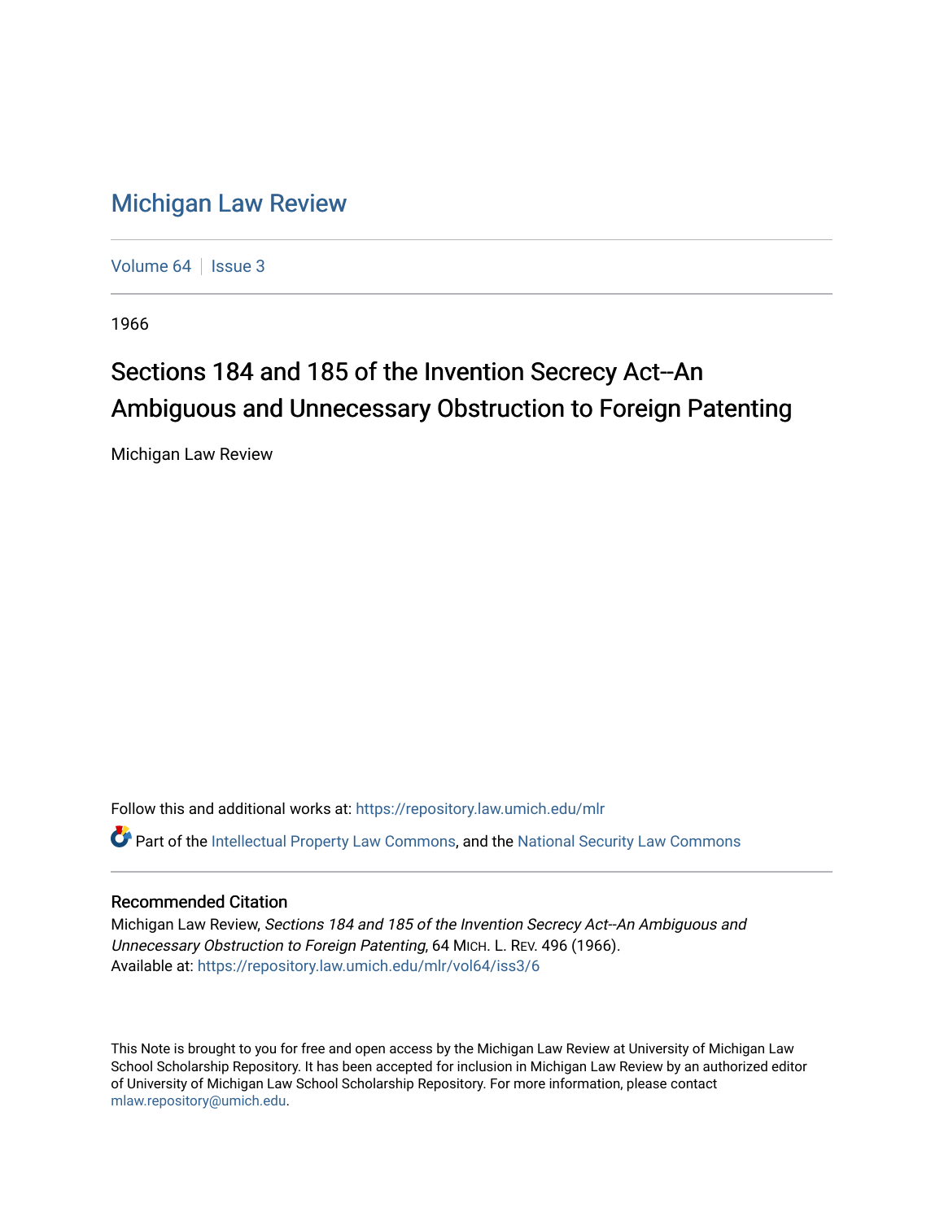# Michigan Law Review

Volume 64 | Issue 3

1966

## Sections 184 and 185 of the Invention Secrecy Act--An Ambiguous and Unnecessary Obstruction to Foreign Patenting

Michigan Law Review

Follow this and additional works at: https://repository.law.umich.edu/mlr

Part of the Intellectual Property Law Commons, and the National Security Law Commons

### Recommended Citation

Michigan Law Review, *Sections 184 and 185 of the Invention Secrecy Act--An Ambiguous and Unnecessary Obstruction to Foreign Patenting*, 64 MICH. L. REV. 496 (1966).
Available at: https://repository.law.umich.edu/mlr/vol64/iss3/6

This Note is brought to you for free and open access by the Michigan Law Review at University of Michigan Law School Scholarship Repository. It has been accepted for inclusion in Michigan Law Review by an authorized editor of University of Michigan Law School Scholarship Repository. For more information, please contact mlaw.repository@umich.edu.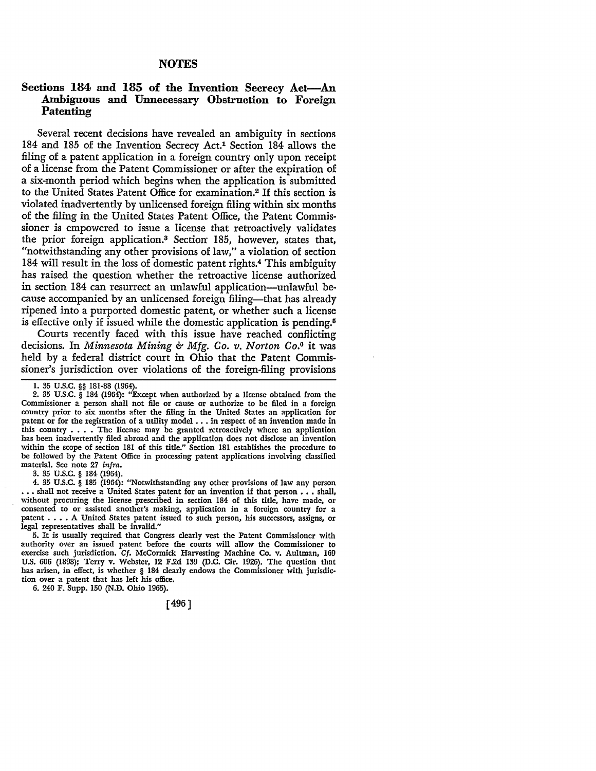## NOTES

### Sections 184 and 185 of the Invention Secrecy Act—An Ambiguous and Unnecessary Obstruction to Foreign Patenting

Several recent decisions have revealed an ambiguity in sections 184 and 185 of the Invention Secrecy Act.[1] Section 184 allows the filing of a patent application in a foreign country only upon receipt of a license from the Patent Commissioner or after the expiration of a six-month period which begins when the application is submitted to the United States Patent Office for examination.[2] If this section is violated inadvertently by unlicensed foreign filing within six months of the filing in the United States Patent Office, the Patent Commissioner is empowered to issue a license that retroactively validates the prior foreign application.[3] Section 185, however, states that, "notwithstanding any other provisions of law," a violation of section 184 will result in the loss of domestic patent rights.[4] This ambiguity has raised the question whether the retroactive license authorized in section 184 can resurrect an unlawful application—unlawful because accompanied by an unlicensed foreign filing—that has already ripened into a purported domestic patent, or whether such a license is effective only if issued while the domestic application is pending.[5]

Courts recently faced with this issue have reached conflicting decisions. In *Minnesota Mining & Mfg. Co. v. Norton Co.*[6] it was held by a federal district court in Ohio that the Patent Commissioner's jurisdiction over violations of the foreign-filing provisions

---

1. 35 U.S.C. §§ 181-88 (1964).

2. 35 U.S.C. § 184 (1964): "Except when authorized by a license obtained from the Commissioner a person shall not file or cause or authorize to be filed in a foreign country prior to six months after the filing in the United States an application for patent or for the registration of a utility model . . . in respect of an invention made in this country . . . . The license may be granted retroactively where an application has been inadvertently filed abroad and the application does not disclose an invention within the scope of section 181 of this title." Section 181 establishes the procedure to be followed by the Patent Office in processing patent applications involving classified material. See note 27 *infra*.

3. 35 U.S.C. § 184 (1964).

4. 35 U.S.C. § 185 (1964): "Notwithstanding any other provisions of law any person . . . shall not receive a United States patent for an invention if that person . . . shall, without procuring the license prescribed in section 184 of this title, have made, or consented to or assisted another's making, application in a foreign country for a patent . . . . A United States patent issued to such person, his successors, assigns, or legal representatives shall be invalid."

5. It is usually required that Congress clearly vest the Patent Commissioner with authority over an issued patent before the courts will allow the Commissioner to exercise such jurisdiction. *Cf.* McCormick Harvesting Machine Co. v. Aultman, 169 U.S. 606 (1898); Terry v. Webster, 12 F.2d 139 (D.C. Cir. 1926). The question that has arisen, in effect, is whether § 184 clearly endows the Commissioner with jurisdiction over a patent that has left his office.

6. 240 F. Supp. 150 (N.D. Ohio 1965).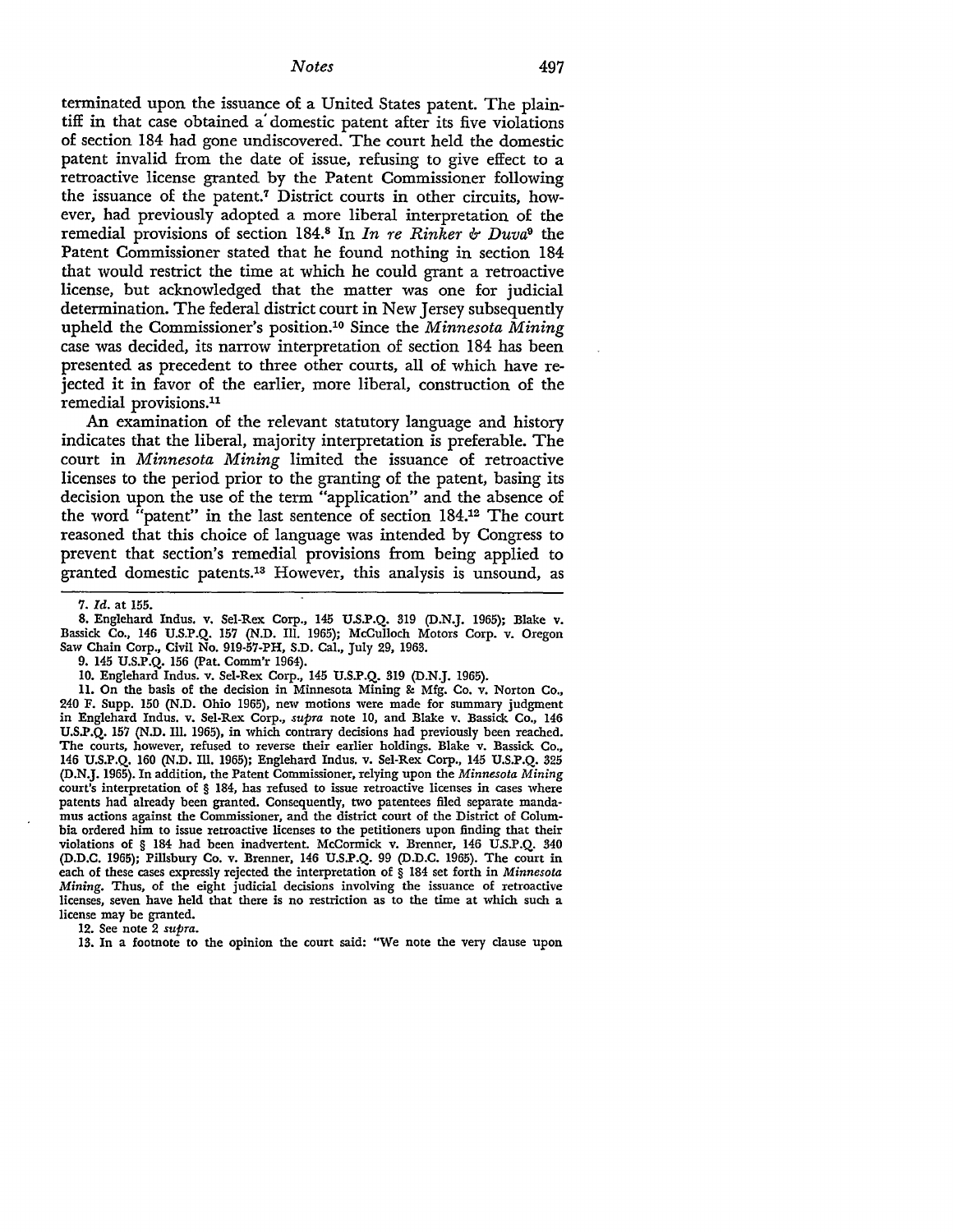terminated upon the issuance of a United States patent. The plaintiff in that case obtained a domestic patent after its five violations of section 184 had gone undiscovered. The court held the domestic patent invalid from the date of issue, refusing to give effect to a retroactive license granted by the Patent Commissioner following the issuance of the patent.[7] District courts in other circuits, however, had previously adopted a more liberal interpretation of the remedial provisions of section 184.[8] In *In re Rinker & Duva*[9] the Patent Commissioner stated that he found nothing in section 184 that would restrict the time at which he could grant a retroactive license, but acknowledged that the matter was one for judicial determination. The federal district court in New Jersey subsequently upheld the Commissioner's position.[10] Since the *Minnesota Mining* case was decided, its narrow interpretation of section 184 has been presented as precedent to three other courts, all of which have rejected it in favor of the earlier, more liberal, construction of the remedial provisions.[11]

An examination of the relevant statutory language and history indicates that the liberal, majority interpretation is preferable. The court in *Minnesota Mining* limited the issuance of retroactive licenses to the period prior to the granting of the patent, basing its decision upon the use of the term "application" and the absence of the word "patent" in the last sentence of section 184.[12] The court reasoned that this choice of language was intended by Congress to prevent that section's remedial provisions from being applied to granted domestic patents.[13] However, this analysis is unsound, as

---

7. *Id.* at 155.

8. Englehard Indus. v. Sel-Rex Corp., 145 U.S.P.Q. 319 (D.N.J. 1965); Blake v. Bassick Co., 146 U.S.P.Q. 157 (N.D. Ill. 1965); McCulloch Motors Corp. v. Oregon Saw Chain Corp., Civil No. 919-57-PH, S.D. Cal., July 29, 1963.

9. 145 U.S.P.Q. 156 (Pat. Comm'r 1964).

10. Englehard Indus. v. Sel-Rex Corp., 145 U.S.P.Q. 319 (D.N.J. 1965).

11. On the basis of the decision in Minnesota Mining & Mfg. Co. v. Norton Co., 240 F. Supp. 150 (N.D. Ohio 1965), new motions were made for summary judgment in Englehard Indus. v. Sel-Rex Corp., *supra* note 10, and Blake v. Bassick Co., 146 U.S.P.Q. 157 (N.D. Ill. 1965), in which contrary decisions had previously been reached. The courts, however, refused to reverse their earlier holdings. Blake v. Bassick Co., 146 U.S.P.Q. 160 (N.D. Ill. 1965); Englehard Indus. v. Sel-Rex Corp., 145 U.S.P.Q. 325 (D.N.J. 1965). In addition, the Patent Commissioner, relying upon the *Minnesota Mining* court's interpretation of § 184, has refused to issue retroactive licenses in cases where patents had already been granted. Consequently, two patentees filed separate mandamus actions against the Commissioner, and the district court of the District of Columbia ordered him to issue retroactive licenses to the petitioners upon finding that their violations of § 184 had been inadvertent. McCormick v. Brenner, 146 U.S.P.Q. 340 (D.D.C. 1965); Pillsbury Co. v. Brenner, 146 U.S.P.Q. 99 (D.D.C. 1965). The court in each of these cases expressly rejected the interpretation of § 184 set forth in *Minnesota Mining*. Thus, of the eight judicial decisions involving the issuance of retroactive licenses, seven have held that there is no restriction as to the time at which such a license may be granted.

12. See note 2 *supra*.

13. In a footnote to the opinion the court said: "We note the very clause upon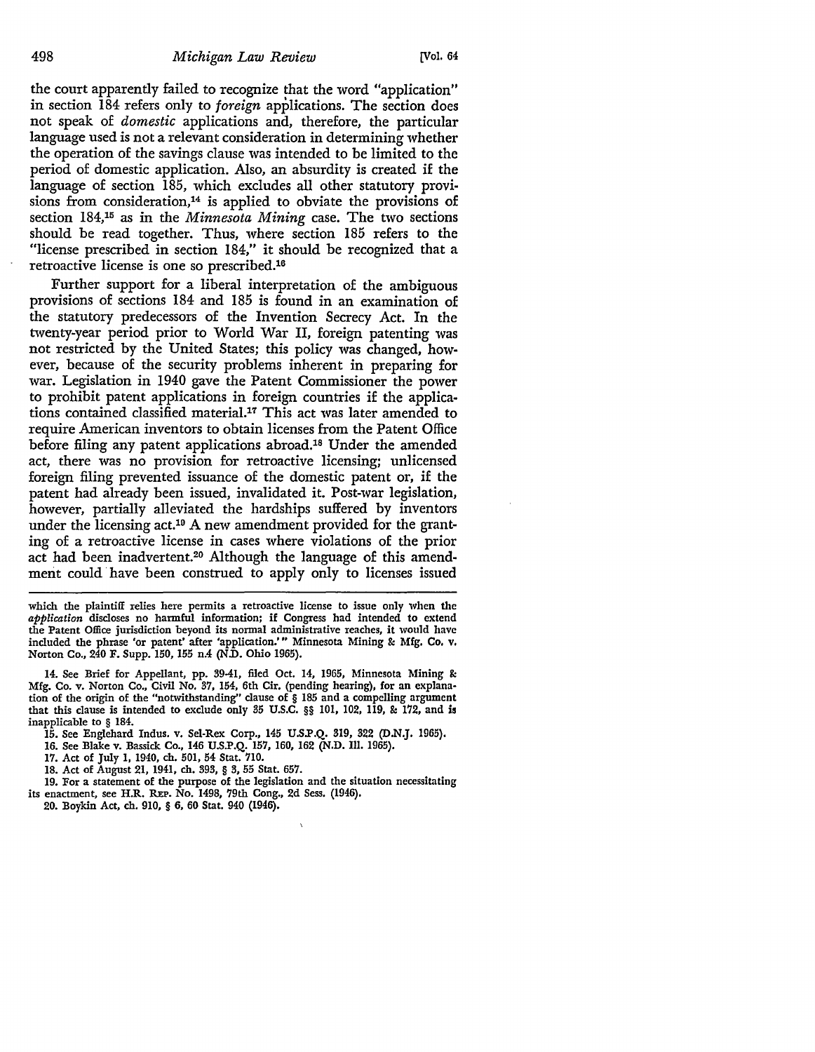the court apparently failed to recognize that the word "application" in section 184 refers only to *foreign* applications. The section does not speak of *domestic* applications and, therefore, the particular language used is not a relevant consideration in determining whether the operation of the savings clause was intended to be limited to the period of domestic application. Also, an absurdity is created if the language of section 185, which excludes all other statutory provisions from consideration,[14] is applied to obviate the provisions of section 184,[15] as in the *Minnesota Mining* case. The two sections should be read together. Thus, where section 185 refers to the "license prescribed in section 184," it should be recognized that a retroactive license is one so prescribed.[16]

Further support for a liberal interpretation of the ambiguous provisions of sections 184 and 185 is found in an examination of the statutory predecessors of the Invention Secrecy Act. In the twenty-year period prior to World War II, foreign patenting was not restricted by the United States; this policy was changed, however, because of the security problems inherent in preparing for war. Legislation in 1940 gave the Patent Commissioner the power to prohibit patent applications in foreign countries if the applications contained classified material.[17] This act was later amended to require American inventors to obtain licenses from the Patent Office before filing any patent applications abroad.[18] Under the amended act, there was no provision for retroactive licensing; unlicensed foreign filing prevented issuance of the domestic patent or, if the patent had already been issued, invalidated it. Post-war legislation, however, partially alleviated the hardships suffered by inventors under the licensing act.[19] A new amendment provided for the granting of a retroactive license in cases where violations of the prior act had been inadvertent.[20] Although the language of this amendment could have been construed to apply only to licenses issued

---

which the plaintiff relies here permits a retroactive license to issue only when the *application* discloses no harmful information; if Congress had intended to extend the Patent Office jurisdiction beyond its normal administrative reaches, it would have included the phrase 'or patent' after 'application.'" Minnesota Mining & Mfg. Co. v. Norton Co., 240 F. Supp. 150, 155 n.4 (N.D. Ohio 1965).

14. See Brief for Appellant, pp. 39-41, filed Oct. 14, 1965, Minnesota Mining & Mfg. Co. v. Norton Co., Civil No. 37, 154, 6th Cir. (pending hearing), for an explanation of the origin of the "notwithstanding" clause of § 185 and a compelling argument that this clause is intended to exclude only 35 U.S.C. §§ 101, 102, 119, & 172, and is inapplicable to § 184.

15. See Englehard Indus. v. Sel-Rex Corp., 145 U.S.P.Q. 319, 322 (D.N.J. 1965).

16. See Blake v. Bassick Co., 146 U.S.P.Q. 157, 160, 162 (N.D. Ill. 1965).

17. Act of July 1, 1940, ch. 501, 54 Stat. 710.

18. Act of August 21, 1941, ch. 393, § 3, 55 Stat. 657.

19. For a statement of the purpose of the legislation and the situation necessitating its enactment, see H.R. REP. No. 1498, 79th Cong., 2d Sess. (1946).

20. Boykin Act, ch. 910, § 6, 60 Stat. 940 (1946).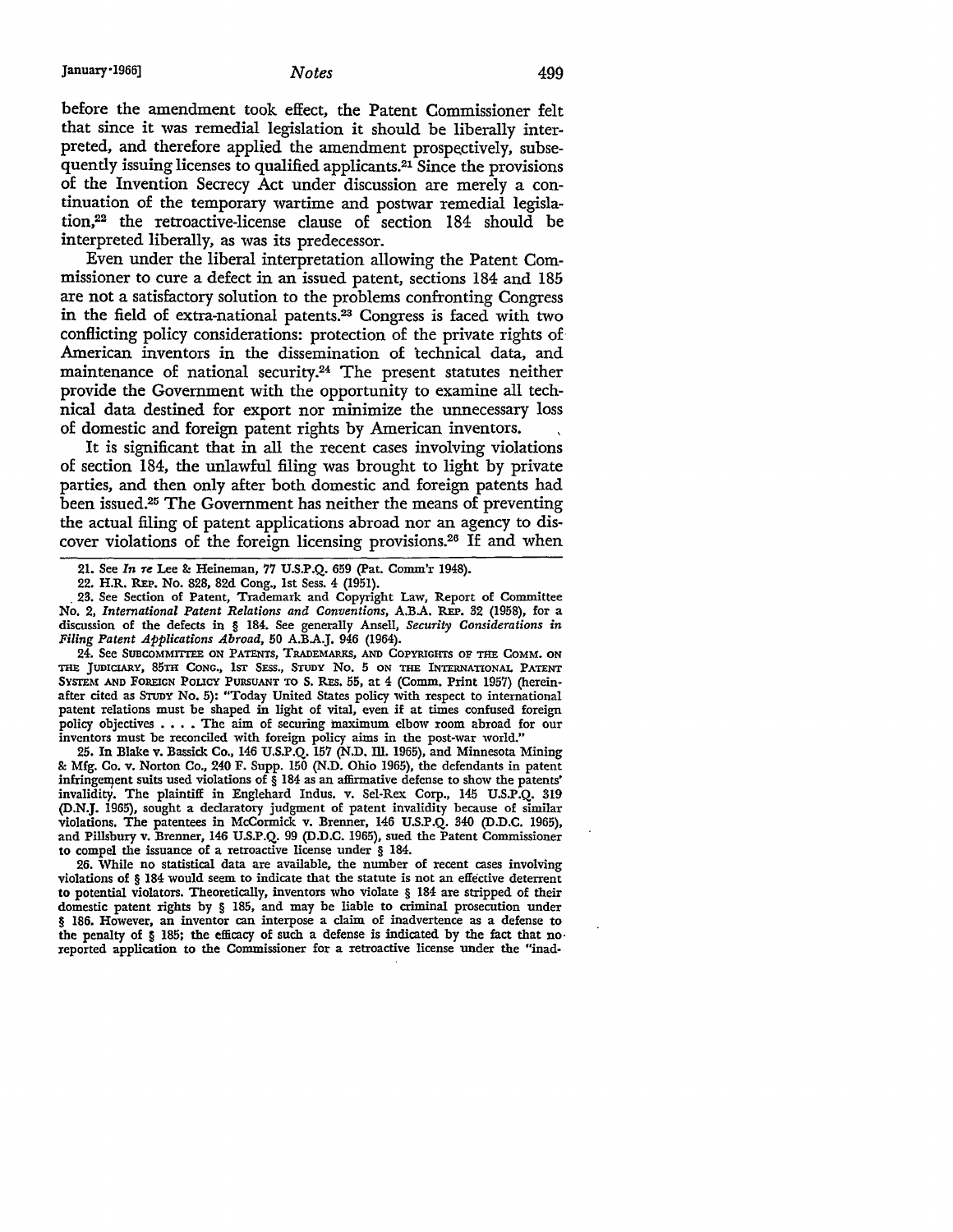before the amendment took effect, the Patent Commissioner felt that since it was remedial legislation it should be liberally interpreted, and therefore applied the amendment prospectively, subsequently issuing licenses to qualified applicants.[21] Since the provisions of the Invention Secrecy Act under discussion are merely a continuation of the temporary wartime and postwar remedial legislation,[22] the retroactive-license clause of section 184 should be interpreted liberally, as was its predecessor.

Even under the liberal interpretation allowing the Patent Commissioner to cure a defect in an issued patent, sections 184 and 185 are not a satisfactory solution to the problems confronting Congress in the field of extra-national patents.[23] Congress is faced with two conflicting policy considerations: protection of the private rights of American inventors in the dissemination of technical data, and maintenance of national security.[24] The present statutes neither provide the Government with the opportunity to examine all technical data destined for export nor minimize the unnecessary loss of domestic and foreign patent rights by American inventors.

It is significant that in all the recent cases involving violations of section 184, the unlawful filing was brought to light by private parties, and then only after both domestic and foreign patents had been issued.[25] The Government has neither the means of preventing the actual filing of patent applications abroad nor an agency to discover violations of the foreign licensing provisions.[26] If and when

---

21. See *In re* Lee & Heineman, 77 U.S.P.Q. 659 (Pat. Comm'r 1948).

22. H.R. REP. No. 828, 82d Cong., 1st Sess. 4 (1951).

23. See Section of Patent, Trademark and Copyright Law, Report of Committee No. 2, *International Patent Relations and Conventions*, A.B.A. REP. 32 (1958), for a discussion of the defects in § 184. See generally Ansell, *Security Considerations in Filing Patent Applications Abroad*, 50 A.B.A.J. 946 (1964).

24. See SUBCOMMITTEE ON PATENTS, TRADEMARKS, AND COPYRIGHTS OF THE COMM. ON THE JUDICIARY, 85TH CONG., 1ST SESS., STUDY NO. 5 ON THE INTERNATIONAL PATENT SYSTEM AND FOREIGN POLICY PURSUANT TO S. RES. 55, at 4 (Comm. Print 1957) (hereinafter cited as STUDY NO. 5): "Today United States policy with respect to international patent relations must be shaped in light of vital, even if at times confused foreign policy objectives . . . . The aim of securing maximum elbow room abroad for our inventors must be reconciled with foreign policy aims in the post-war world."

25. In Blake v. Bassick Co., 146 U.S.P.Q. 157 (N.D. Ill. 1965), and Minnesota Mining & Mfg. Co. v. Norton Co., 240 F. Supp. 150 (N.D. Ohio 1965), the defendants in patent infringement suits used violations of § 184 as an affirmative defense to show the patents' invalidity. The plaintiff in Englehard Indus. v. Sel-Rex Corp., 145 U.S.P.Q. 319 (D.N.J. 1965), sought a declaratory judgment of patent invalidity because of similar violations. The patentees in McCormick v. Brenner, 146 U.S.P.Q. 340 (D.D.C. 1965), and Pillsbury v. Brenner, 146 U.S.P.Q. 99 (D.D.C. 1965), sued the Patent Commissioner to compel the issuance of a retroactive license under § 184.

26. While no statistical data are available, the number of recent cases involving violations of § 184 would seem to indicate that the statute is not an effective deterrent to potential violators. Theoretically, inventors who violate § 184 are stripped of their domestic patent rights by § 185, and may be liable to criminal prosecution under § 186. However, an inventor can interpose a claim of inadvertence as a defense to the penalty of § 185; the efficacy of such a defense is indicated by the fact that no reported application to the Commissioner for a retroactive license under the "inad-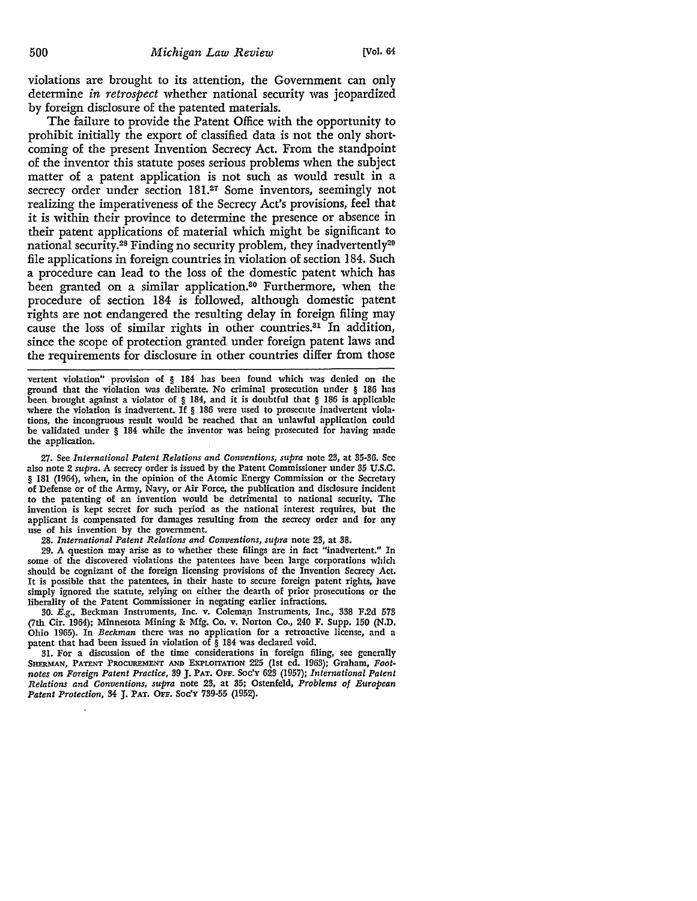violations are brought to its attention, the Government can only determine *in retrospect* whether national security was jeopardized by foreign disclosure of the patented materials.

The failure to provide the Patent Office with the opportunity to prohibit initially the export of classified data is not the only shortcoming of the present Invention Secrecy Act. From the standpoint of the inventor this statute poses serious problems when the subject matter of a patent application is not such as would result in a secrecy order under section 181.[27] Some inventors, seemingly not realizing the imperativeness of the Secrecy Act's provisions, feel that it is within their province to determine the presence or absence in their patent applications of material which might be significant to national security.[28] Finding no security problem, they inadvertently[29] file applications in foreign countries in violation of section 184. Such a procedure can lead to the loss of the domestic patent which has been granted on a similar application.[30] Furthermore, when the procedure of section 184 is followed, although domestic patent rights are not endangered the resulting delay in foreign filing may cause the loss of similar rights in other countries.[31] In addition, since the scope of protection granted under foreign patent laws and the requirements for disclosure in other countries differ from those

---

vertent violation" provision of § 184 has been found which was denied on the ground that the violation was deliberate. No criminal prosecution under § 186 has been brought against a violator of § 184, and it is doubtful that § 186 is applicable where the violation is inadvertent. If § 186 were used to prosecute inadvertent violations, the incongruous result would be reached that an unlawful application could be validated under § 184 while the inventor was being prosecuted for having made the application.

27. See *International Patent Relations and Conventions, supra* note 23, at 35-36. See also note 2 *supra*. A secrecy order is issued by the Patent Commissioner under 35 U.S.C. § 181 (1964), when, in the opinion of the Atomic Energy Commission or the Secretary of Defense or of the Army, Navy, or Air Force, the publication and disclosure incident to the patenting of an invention would be detrimental to national security. The invention is kept secret for such period as the national interest requires, but the applicant is compensated for damages resulting from the secrecy order and for any use of his invention by the government.

28. *International Patent Relations and Conventions, supra* note 23, at 38.

29. A question may arise as to whether these filings are in fact "inadvertent." In some of the discovered violations the patentees have been large corporations which should be cognizant of the foreign licensing provisions of the Invention Secrecy Act. It is possible that the patentees, in their haste to secure foreign patent rights, have simply ignored the statute, relying on either the dearth of prior prosecutions or the liberality of the Patent Commissioner in negating earlier infractions.

30. *E.g.*, Beckman Instruments, Inc. v. Coleman Instruments, Inc., 338 F.2d 573 (7th Cir. 1964); Minnesota Mining & Mfg. Co. v. Norton Co., 240 F. Supp. 150 (N.D. Ohio 1965). In *Beckman* there was no application for a retroactive license, and a patent that had been issued in violation of § 184 was declared void.

31. For a discussion of the time considerations in foreign filing, see generally SHERMAN, PATENT PROCUREMENT AND EXPLOITATION 225 (1st ed. 1963); Graham, *Footnotes on Foreign Patent Practice*, 39 J. PAT. OFF. SOC'Y 623 (1957); *International Patent Relations and Conventions, supra* note 23, at 35; Ostenfeld, *Problems of European Patent Protection*, 34 J. PAT. OFF. SOC'Y 739-55 (1952).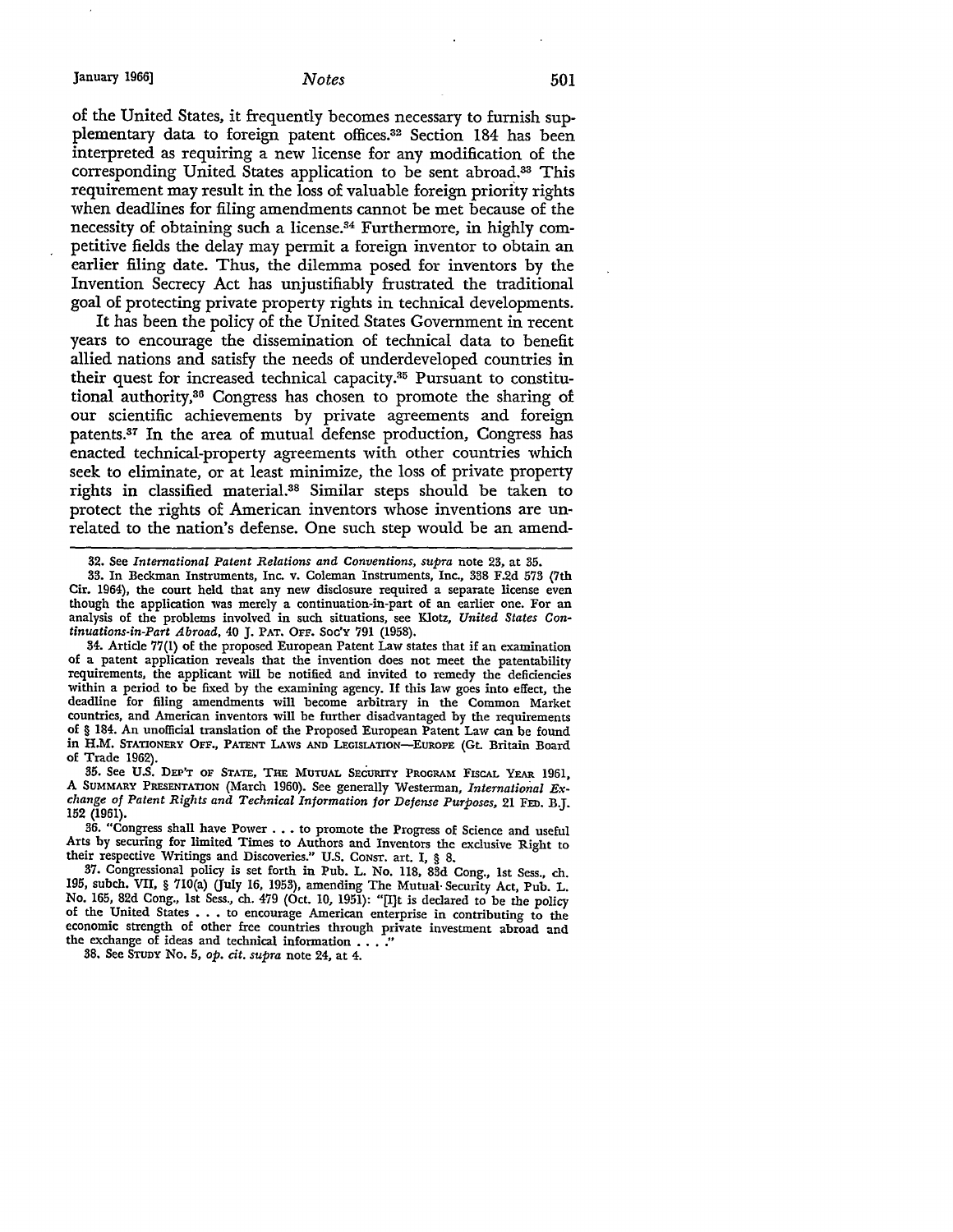of the United States, it frequently becomes necessary to furnish supplementary data to foreign patent offices.[32] Section 184 has been interpreted as requiring a new license for any modification of the corresponding United States application to be sent abroad.[33] This requirement may result in the loss of valuable foreign priority rights when deadlines for filing amendments cannot be met because of the necessity of obtaining such a license.[34] Furthermore, in highly competitive fields the delay may permit a foreign inventor to obtain an earlier filing date. Thus, the dilemma posed for inventors by the Invention Secrecy Act has unjustifiably frustrated the traditional goal of protecting private property rights in technical developments.

It has been the policy of the United States Government in recent years to encourage the dissemination of technical data to benefit allied nations and satisfy the needs of underdeveloped countries in their quest for increased technical capacity.[35] Pursuant to constitutional authority,[36] Congress has chosen to promote the sharing of our scientific achievements by private agreements and foreign patents.[37] In the area of mutual defense production, Congress has enacted technical-property agreements with other countries which seek to eliminate, or at least minimize, the loss of private property rights in classified material.[38] Similar steps should be taken to protect the rights of American inventors whose inventions are unrelated to the nation's defense. One such step would be an amend-

---

32. See *International Patent Relations and Conventions, supra* note 23, at 35.

33. In Beckman Instruments, Inc. v. Coleman Instruments, Inc., 338 F.2d 573 (7th Cir. 1964), the court held that any new disclosure required a separate license even though the application was merely a continuation-in-part of an earlier one. For an analysis of the problems involved in such situations, see Klotz, *United States Continuations-in-Part Abroad*, 40 J. PAT. OFF. SOC'Y 791 (1958).

34. Article 77(1) of the proposed European Patent Law states that if an examination of a patent application reveals that the invention does not meet the patentability requirements, the applicant will be notified and invited to remedy the deficiencies within a period to be fixed by the examining agency. If this law goes into effect, the deadline for filing amendments will become arbitrary in the Common Market countries, and American inventors will be further disadvantaged by the requirements of § 184. An unofficial translation of the Proposed European Patent Law can be found in H.M. STATIONERY OFF., PATENT LAWS AND LEGISLATION—EUROPE (Gt. Britain Board of Trade 1962).

35. See U.S. DEP'T OF STATE, THE MUTUAL SECURITY PROGRAM FISCAL YEAR 1961, A SUMMARY PRESENTATION (March 1960). See generally Westerman, *International Exchange of Patent Rights and Technical Information for Defense Purposes*, 21 FED. B.J. 152 (1961).

36. "Congress shall have Power . . . to promote the Progress of Science and useful Arts by securing for limited Times to Authors and Inventors the exclusive Right to their respective Writings and Discoveries." U.S. CONST. art. I, § 8.

37. Congressional policy is set forth in Pub. L. No. 118, 83d Cong., 1st Sess., ch. 195, subch. VII, § 710(a) (July 16, 1953), amending The Mutual Security Act, Pub. L. No. 165, 82d Cong., 1st Sess., ch. 479 (Oct. 10, 1951): "[I]t is declared to be the policy of the United States . . . to encourage American enterprise in contributing to the economic strength of other free countries through private investment abroad and the exchange of ideas and technical information . . . ."

38. See STUDY NO. 5, *op. cit. supra* note 24, at 4.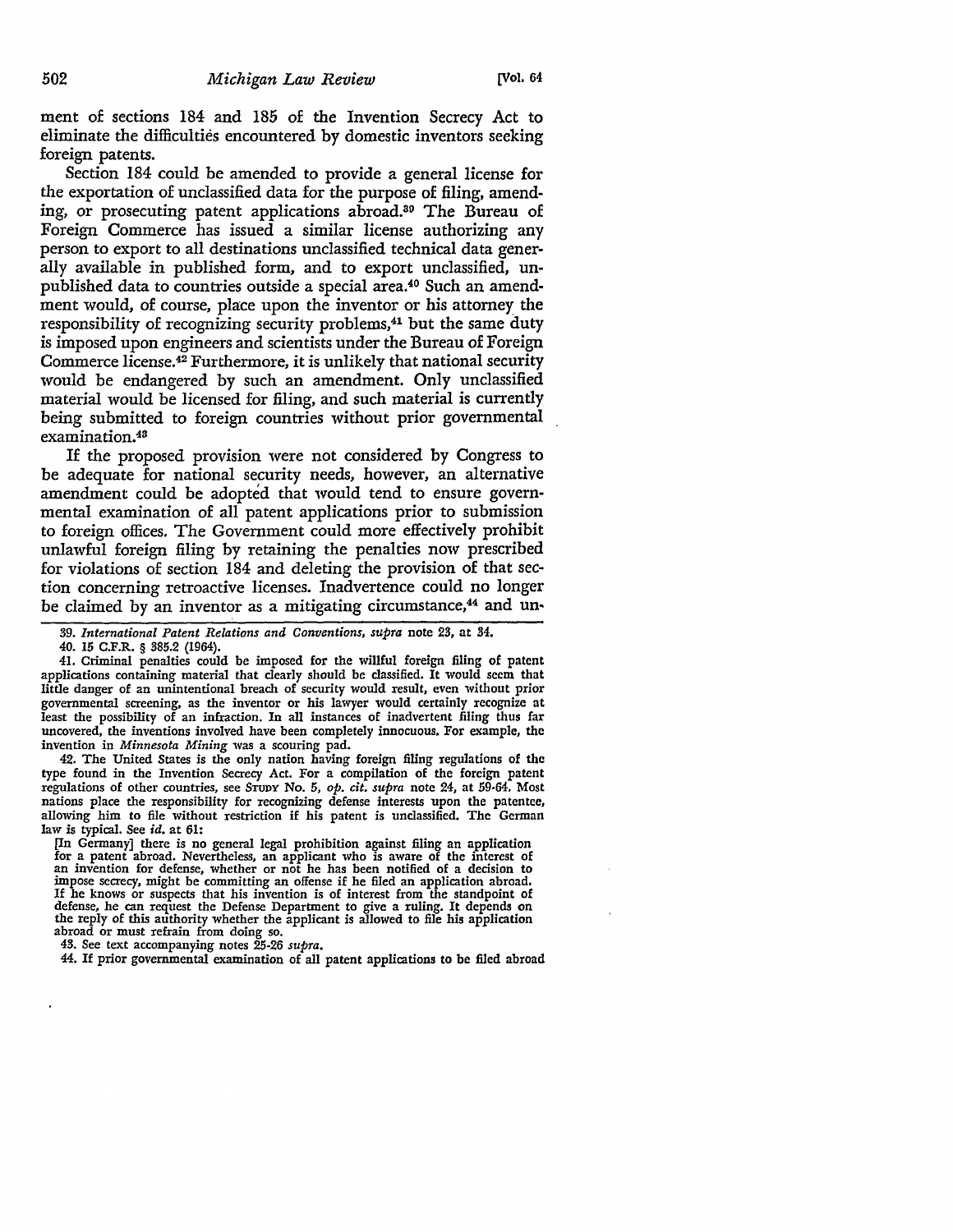ment of sections 184 and 185 of the Invention Secrecy Act to eliminate the difficulties encountered by domestic inventors seeking foreign patents.

Section 184 could be amended to provide a general license for the exportation of unclassified data for the purpose of filing, amending, or prosecuting patent applications abroad.[39] The Bureau of Foreign Commerce has issued a similar license authorizing any person to export to all destinations unclassified technical data generally available in published form, and to export unclassified, unpublished data to countries outside a special area.[40] Such an amendment would, of course, place upon the inventor or his attorney the responsibility of recognizing security problems,[41] but the same duty is imposed upon engineers and scientists under the Bureau of Foreign Commerce license.[42] Furthermore, it is unlikely that national security would be endangered by such an amendment. Only unclassified material would be licensed for filing, and such material is currently being submitted to foreign countries without prior governmental examination.[43]

If the proposed provision were not considered by Congress to be adequate for national security needs, however, an alternative amendment could be adopted that would tend to ensure governmental examination of all patent applications prior to submission to foreign offices. The Government could more effectively prohibit unlawful foreign filing by retaining the penalties now prescribed for violations of section 184 and deleting the provision of that section concerning retroactive licenses. Inadvertence could no longer be claimed by an inventor as a mitigating circumstance,[44] and un-

---

39. *International Patent Relations and Conventions*, *supra* note 23, at 34.

40. 15 C.F.R. § 385.2 (1964).

41. Criminal penalties could be imposed for the willful foreign filing of patent applications containing material that clearly should be classified. It would seem that little danger of an unintentional breach of security would result, even without prior governmental screening, as the inventor or his lawyer would certainly recognize at least the possibility of an infraction. In all instances of inadvertent filing thus far uncovered, the inventions involved have been completely innocuous. For example, the invention in *Minnesota Mining* was a scouring pad.

42. The United States is the only nation having foreign filing regulations of the type found in the Invention Secrecy Act. For a compilation of the foreign patent regulations of other countries, see STUDY No. 5, *op. cit. supra* note 24, at 59-64. Most nations place the responsibility for recognizing defense interests upon the patentee, allowing him to file without restriction if his patent is unclassified. The German law is typical. See *id.* at 61:

> [In Germany] there is no general legal prohibition against filing an application for a patent abroad. Nevertheless, an applicant who is aware of the interest of an invention for defense, whether or not he has been notified of a decision to impose secrecy, might be committing an offense if he filed an application abroad. If he knows or suspects that his invention is of interest from the standpoint of defense, he can request the Defense Department to give a ruling. It depends on the reply of this authority whether the applicant is allowed to file his application abroad or must refrain from doing so.

43. See text accompanying notes 25-26 *supra*.

44. If prior governmental examination of all patent applications to be filed abroad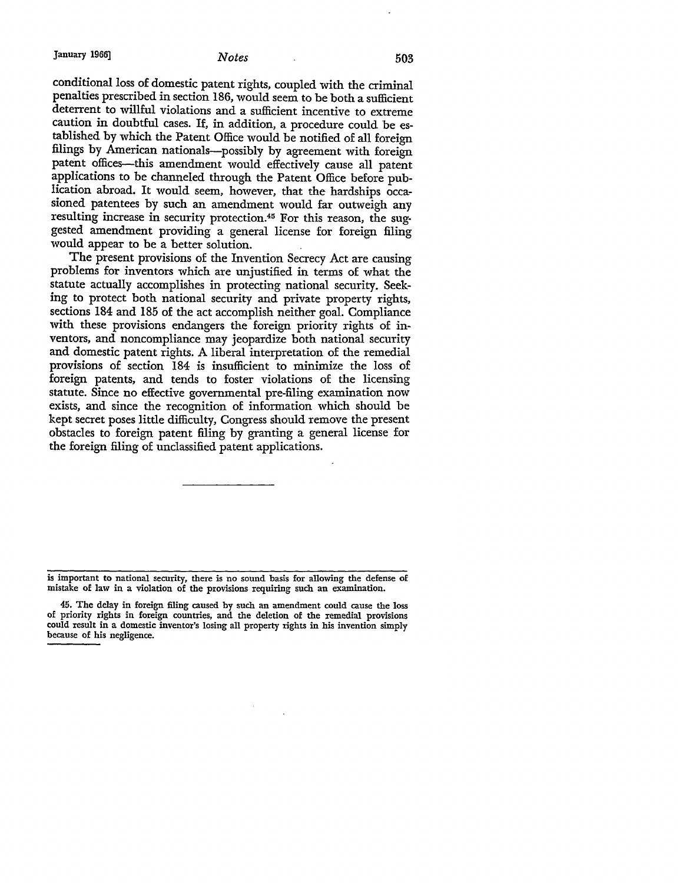conditional loss of domestic patent rights, coupled with the criminal penalties prescribed in section 186, would seem to be both a sufficient deterrent to willful violations and a sufficient incentive to extreme caution in doubtful cases. If, in addition, a procedure could be established by which the Patent Office would be notified of all foreign filings by American nationals—possibly by agreement with foreign patent offices—this amendment would effectively cause all patent applications to be channeled through the Patent Office before publication abroad. It would seem, however, that the hardships occasioned patentees by such an amendment would far outweigh any resulting increase in security protection.[45] For this reason, the suggested amendment providing a general license for foreign filing would appear to be a better solution.

The present provisions of the Invention Secrecy Act are causing problems for inventors which are unjustified in terms of what the statute actually accomplishes in protecting national security. Seeking to protect both national security and private property rights, sections 184 and 185 of the act accomplish neither goal. Compliance with these provisions endangers the foreign priority rights of inventors, and noncompliance may jeopardize both national security and domestic patent rights. A liberal interpretation of the remedial provisions of section 184 is insufficient to minimize the loss of foreign patents, and tends to foster violations of the licensing statute. Since no effective governmental pre-filing examination now exists, and since the recognition of information which should be kept secret poses little difficulty, Congress should remove the present obstacles to foreign patent filing by granting a general license for the foreign filing of unclassified patent applications.

---

is important to national security, there is no sound basis for allowing the defense of mistake of law in a violation of the provisions requiring such an examination.

45. The delay in foreign filing caused by such an amendment could cause the loss of priority rights in foreign countries, and the deletion of the remedial provisions could result in a domestic inventor's losing all property rights in his invention simply because of his negligence.